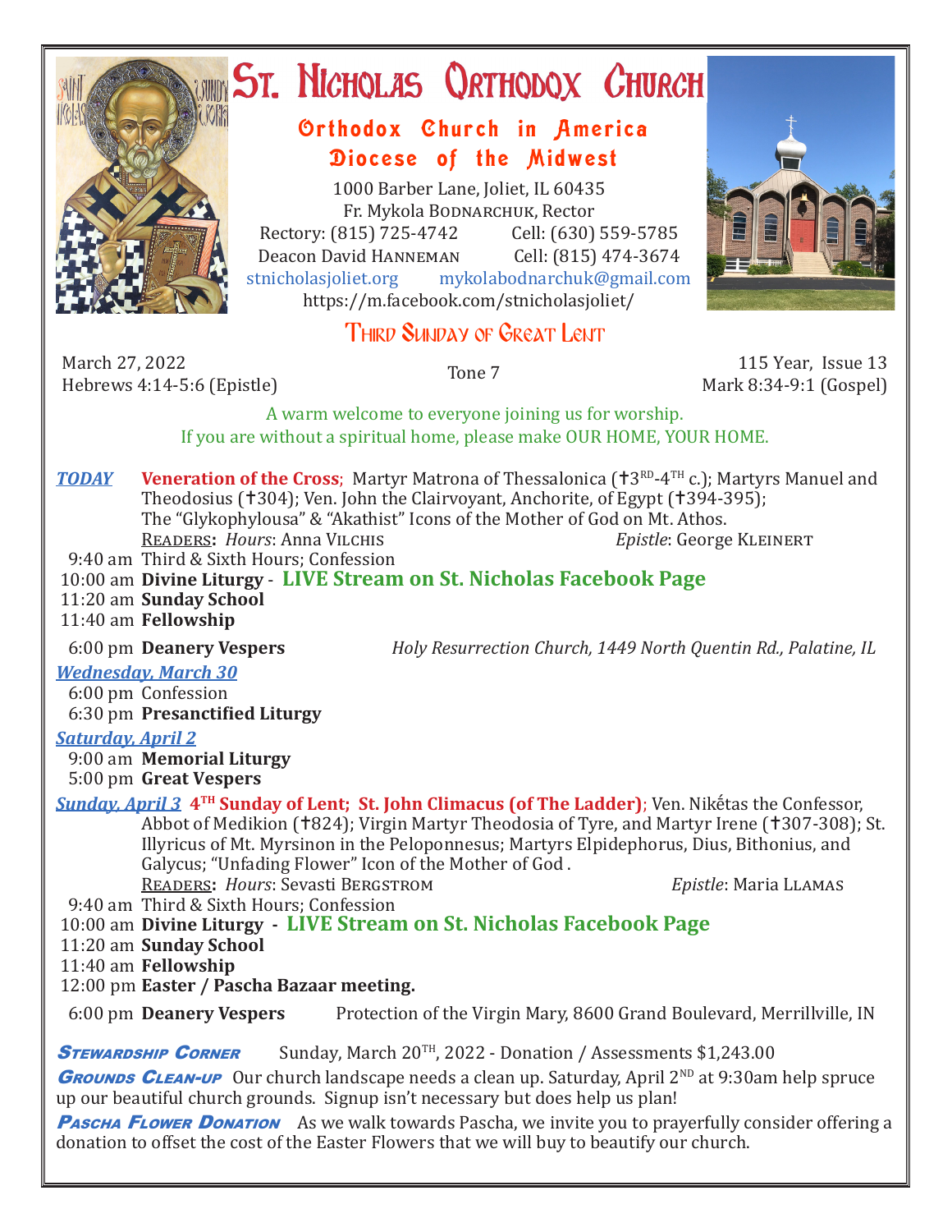# St. Nicholas Orthodox Church

## Orthodox Church in America
## Diocese of the Midwest

1000 Barber Lane, Joliet, IL 60435
Fr. Mykola Bodnarchuk, Rector
Rectory: (815) 725-4742 Cell: (630) 559-5785
Deacon David Hanneman Cell: (815) 474-3674
stnicholasjoliet.org mykolabodnarchuk@gmail.com
https://m.facebook.com/stnicholasjoliet/

## Third Sunday of Great Lent

March 27, 2022
Hebrews 4:14-5:6 (Epistle)

Tone 7

115 Year, Issue 13
Mark 8:34-9:1 (Gospel)

A warm welcome to everyone joining us for worship.
If you are without a spiritual home, please make OUR HOME, YOUR HOME.

***TODAY*** **Veneration of the Cross**; Martyr Matrona of Thessalonica (✝3rd-4th c.); Martyrs Manuel and Theodosius (✝304); Ven. John the Clairvoyant, Anchorite, of Egypt (✝394-395); The "Glykophylousa" & "Akathist" Icons of the Mother of God on Mt. Athos.

Readers**:** *Hours*: Anna Vilchis *Epistle*: George Kleinert

- 9:40 am Third & Sixth Hours; Confession
- 10:00 am **Divine Liturgy** - **LIVE Stream on St. Nicholas Facebook Page**
- 11:20 am **Sunday School**
- 11:40 am **Fellowship**
- 6:00 pm **Deanery Vespers** *Holy Resurrection Church, 1449 North Quentin Rd., Palatine, IL*

***Wednesday, March 30***

- 6:00 pm Confession
- 6:30 pm **Presanctified Liturgy**

***Saturday, April 2***

- 9:00 am **Memorial Liturgy**
- 5:00 pm **Great Vespers**

***Sunday, April 3*** **4th Sunday of Lent; St. John Climacus (of The Ladder)**; Ven. Nikḗtas the Confessor, Abbot of Medikion (✝824); Virgin Martyr Theodosia of Tyre, and Martyr Irene (✝307-308); St. Illyricus of Mt. Myrsinon in the Peloponnesus; Martyrs Elpidephorus, Dius, Bithonius, and Galycus; "Unfading Flower" Icon of the Mother of God .

Readers**:** *Hours*: Sevasti Bergstrom *Epistle*: Maria Llamas

- 9:40 am Third & Sixth Hours; Confession
- 10:00 am **Divine Liturgy** - **LIVE Stream on St. Nicholas Facebook Page**
- 11:20 am **Sunday School**
- 11:40 am **Fellowship**
- 12:00 pm **Easter / Pascha Bazaar meeting.**
- 6:00 pm **Deanery Vespers** Protection of the Virgin Mary, 8600 Grand Boulevard, Merrillville, IN

***Stewardship Corner*** Sunday, March 20th, 2022 - Donation / Assessments $1,243.00

***Grounds Clean-up*** Our church landscape needs a clean up. Saturday, April 2nd at 9:30am help spruce up our beautiful church grounds. Signup isn't necessary but does help us plan!

***Pascha Flower Donation*** As we walk towards Pascha, we invite you to prayerfully consider offering a donation to offset the cost of the Easter Flowers that we will buy to beautify our church.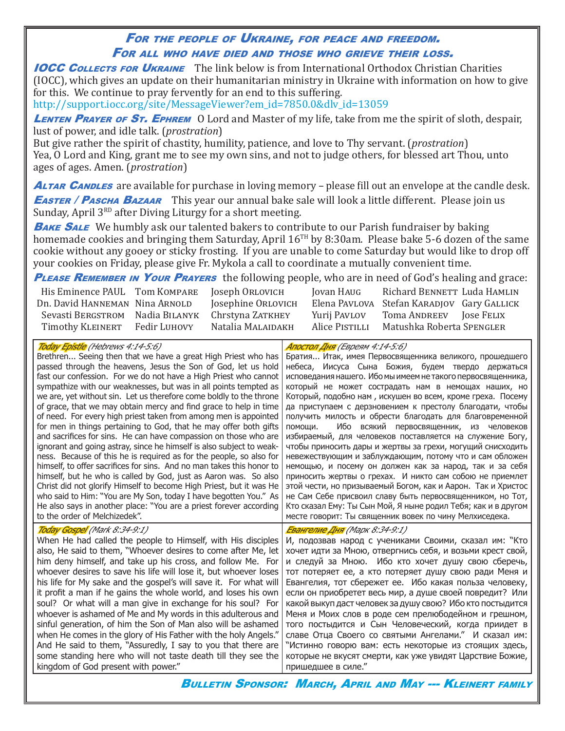## For the people of Ukraine, for peace and freedom.
## For all who have died and those who grieve their loss.

**IOCC Collects for Ukraine** The link below is from International Orthodox Christian Charities (IOCC), which gives an update on their humanitarian ministry in Ukraine with information on how to give for this. We continue to pray fervently for an end to this suffering.
http://support.iocc.org/site/MessageViewer?em_id=7850.0&dlv_id=13059

**Lenten Prayer of St. Ephrem** O Lord and Master of my life, take from me the spirit of sloth, despair, lust of power, and idle talk. (*prostration*)
But give rather the spirit of chastity, humility, patience, and love to Thy servant. (*prostration*)
Yea, O Lord and King, grant me to see my own sins, and not to judge others, for blessed art Thou, unto ages of ages. Amen. (*prostration*)

**Altar Candles** are available for purchase in loving memory – please fill out an envelope at the candle desk.

**Easter / Pascha Bazaar** This year our annual bake sale will look a little different. Please join us Sunday, April 3RD after Diving Liturgy for a short meeting.

**Bake Sale** We humbly ask our talented bakers to contribute to our Parish fundraiser by baking homemade cookies and bringing them Saturday, April 16TH by 8:30am. Please bake 5-6 dozen of the same cookie without any gooey or sticky frosting. If you are unable to come Saturday but would like to drop off your cookies on Friday, please give Fr. Mykola a call to coordinate a mutually convenient time.

**Please Remember in Your Prayers** the following people, who are in need of God's healing and grace:

| | | | | | |
|---|---|---|---|---|---|
| His Eminence PAUL | Tom Kompare | Joseph Orlovich | Jovan Haug | Richard Bennett | Luda Hamlin |
| Dn. David Hanneman | Nina Arnold | Josephine Orlovich | Elena Pavlova | Stefan Karadjov | Gary Gallick |
| Sevasti Bergstrom | Nadia Bilanyk | Chrstyna Zatkhey | Yurij Pavlov | Toma Andreev | Jose Felix |
| Timothy Kleinert | Fedir Luhovy | Natalia Malaidakh | Alice Pistilli | Matushka Roberta Spengler | |

*Today Epistle* (Hebrews 4:14-5:6)
Brethren... Seeing then that we have a great High Priest who has passed through the heavens, Jesus the Son of God, let us hold fast our confession. For we do not have a High Priest who cannot sympathize with our weaknesses, but was in all points tempted as we are, yet without sin. Let us therefore come boldly to the throne of grace, that we may obtain mercy and find grace to help in time of need. For every high priest taken from among men is appointed for men in things pertaining to God, that he may offer both gifts and sacrifices for sins. He can have compassion on those who are ignorant and going astray, since he himself is also subject to weakness. Because of this he is required as for the people, so also for himself, to offer sacrifices for sins. And no man takes this honor to himself, but he who is called by God, just as Aaron was. So also Christ did not glorify Himself to become High Priest, but it was He who said to Him: "You are My Son, today I have begotten You." As He also says in another place: "You are a priest forever according to the order of Melchizedek".

*Апостол Дня* (Евреям 4:14-5:6)
Братия... Итак, имея Первосвященника великого, прошедшего небеса, Иисуса Сына Божия, будем твердо держаться исповедания нашего. Ибо мы имеем не такого первосвященника, который не может сострадать нам в немощах наших, но Который, подобно нам , искушен во всем, кроме греха. Посему да приступаем с дерзновением к престолу благодати, чтобы получить милость и обрести благодать для благовременной помощи. Ибо всякий первосвященник, из человеков избираемый, для человеков поставляется на служение Богу, чтобы приносить дары и жертвы за грехи, могущий снисходить невежествующим и заблуждающим, потому что и сам обложен немощью, и посему он должен как за народ, так и за себя приносить жертвы о грехах. И никто сам собою не приемлет этой чести, но призываемый Богом, как и Аарон. Так и Христос не Сам Себе присвоил славу быть первосвященником, но Тот, Кто сказал Ему: Ты Сын Мой, Я ныне родил Тебя; как и в другом месте говорит: Ты священник вовек по чину Мелхиседека.

*Today Gospel* (Mark 8:34-9:1)
When He had called the people to Himself, with His disciples also, He said to them, "Whoever desires to come after Me, let him deny himself, and take up his cross, and follow Me. For whoever desires to save his life will lose it, but whoever loses his life for My sake and the gospel's will save it. For what will it profit a man if he gains the whole world, and loses his own soul? Or what will a man give in exchange for his soul? For whoever is ashamed of Me and My words in this adulterous and sinful generation, of him the Son of Man also will be ashamed when He comes in the glory of His Father with the holy Angels." And He said to them, "Assuredly, I say to you that there are some standing here who will not taste death till they see the kingdom of God present with power."

*Евангелие Дня* (Марк 8:34-9:1)
И, подозвав народ с учениками Своими, сказал им: "Кто хочет идти за Мною, отвергнись себя, и возьми крест свой, и следуй за Мною. Ибо кто хочет душу свою сберечь, тот потеряет ее, а кто потеряет душу свою ради Меня и Евангелия, тот сбережет ее. Ибо какая польза человеку, если он приобретет весь мир, а душе своей повредит? Или какой выкуп даст человек за душу свою? Ибо кто постыдится Меня и Моих слов в роде сем прелюбодейном и грешном, того постыдится и Сын Человеческий, когда приидет в славе Отца Своего со святыми Ангелами." И сказал им: "Истинно говорю вам: есть некоторые из стоящих здесь, которые не вкусят смерти, как уже увидят Царствие Божие, пришедшее в силе."

**Bulletin Sponsor: March, April and May --- Kleinert family**